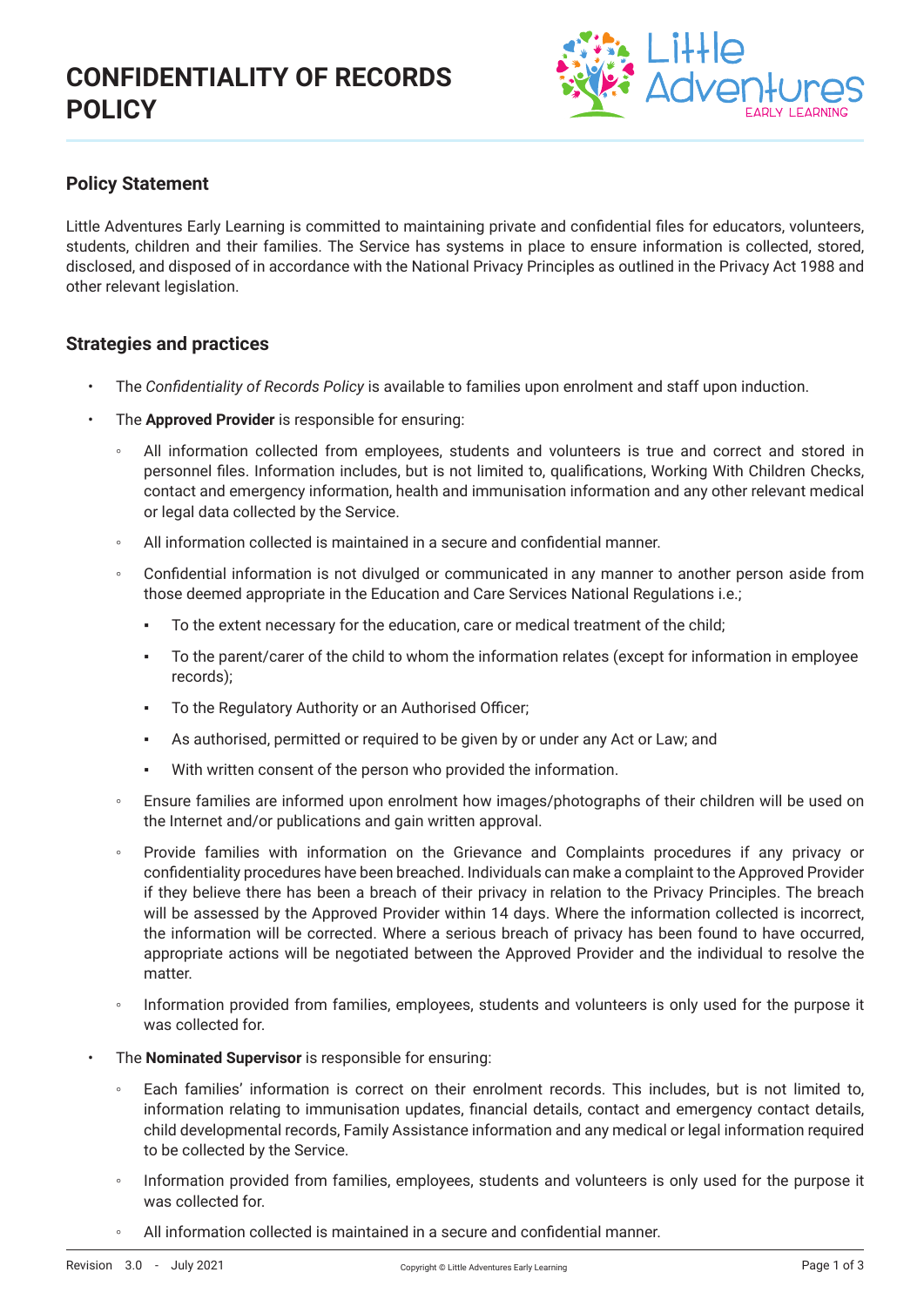# CONFIDENTIALITY OF RECORDS POLICY

## Policy Statement

Little Adventures Early Learning is committed to maintaining private and confidential files for educators, volunteers, students, children and their families. The Service has systems in place to ensure information is collected, stored, disclosed, and disposed of in accordance with the National Privacy Principles as outlined in the Privacy Act 1988 and other relevant legislation.

## Strategies and practices

- The *Confidentiality of Records Policy* is available to families upon enrolment and staff upon induction.
- The **Approved Provider** is responsible for ensuring:
  - All information collected from employees, students and volunteers is true and correct and stored in personnel files. Information includes, but is not limited to, qualifications, Working With Children Checks, contact and emergency information, health and immunisation information and any other relevant medical or legal data collected by the Service.
  - All information collected is maintained in a secure and confidential manner.
  - Confidential information is not divulged or communicated in any manner to another person aside from those deemed appropriate in the Education and Care Services National Regulations i.e.;
    - To the extent necessary for the education, care or medical treatment of the child;
    - To the parent/carer of the child to whom the information relates (except for information in employee records);
    - To the Regulatory Authority or an Authorised Officer;
    - As authorised, permitted or required to be given by or under any Act or Law; and
    - With written consent of the person who provided the information.
  - Ensure families are informed upon enrolment how images/photographs of their children will be used on the Internet and/or publications and gain written approval.
  - Provide families with information on the Grievance and Complaints procedures if any privacy or confidentiality procedures have been breached. Individuals can make a complaint to the Approved Provider if they believe there has been a breach of their privacy in relation to the Privacy Principles. The breach will be assessed by the Approved Provider within 14 days. Where the information collected is incorrect, the information will be corrected. Where a serious breach of privacy has been found to have occurred, appropriate actions will be negotiated between the Approved Provider and the individual to resolve the matter.
  - Information provided from families, employees, students and volunteers is only used for the purpose it was collected for.
- The **Nominated Supervisor** is responsible for ensuring:
  - Each families' information is correct on their enrolment records. This includes, but is not limited to, information relating to immunisation updates, financial details, contact and emergency contact details, child developmental records, Family Assistance information and any medical or legal information required to be collected by the Service.
  - Information provided from families, employees, students and volunteers is only used for the purpose it was collected for.
  - All information collected is maintained in a secure and confidential manner.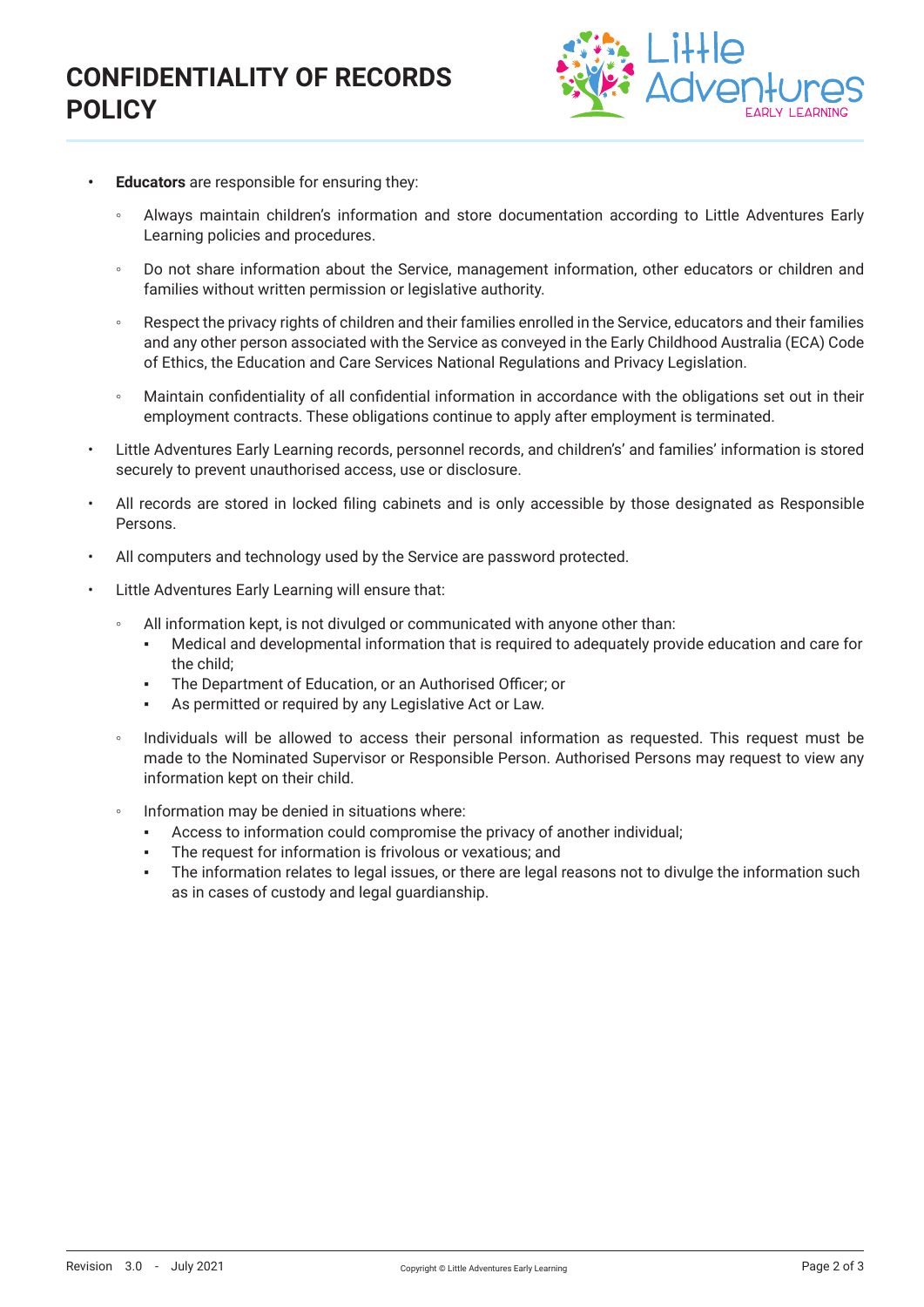- **Educators** are responsible for ensuring they:
    - Always maintain children's information and store documentation according to Little Adventures Early Learning policies and procedures.
    - Do not share information about the Service, management information, other educators or children and families without written permission or legislative authority.
    - Respect the privacy rights of children and their families enrolled in the Service, educators and their families and any other person associated with the Service as conveyed in the Early Childhood Australia (ECA) Code of Ethics, the Education and Care Services National Regulations and Privacy Legislation.
    - Maintain confidentiality of all confidential information in accordance with the obligations set out in their employment contracts. These obligations continue to apply after employment is terminated.
- Little Adventures Early Learning records, personnel records, and children's' and families' information is stored securely to prevent unauthorised access, use or disclosure.
- All records are stored in locked filing cabinets and is only accessible by those designated as Responsible Persons.
- All computers and technology used by the Service are password protected.
- Little Adventures Early Learning will ensure that:
    - All information kept, is not divulged or communicated with anyone other than:
        - Medical and developmental information that is required to adequately provide education and care for the child;
        - The Department of Education, or an Authorised Officer; or
        - As permitted or required by any Legislative Act or Law.
    - Individuals will be allowed to access their personal information as requested. This request must be made to the Nominated Supervisor or Responsible Person. Authorised Persons may request to view any information kept on their child.
    - Information may be denied in situations where:
        - Access to information could compromise the privacy of another individual;
        - The request for information is frivolous or vexatious; and
        - The information relates to legal issues, or there are legal reasons not to divulge the information such as in cases of custody and legal guardianship.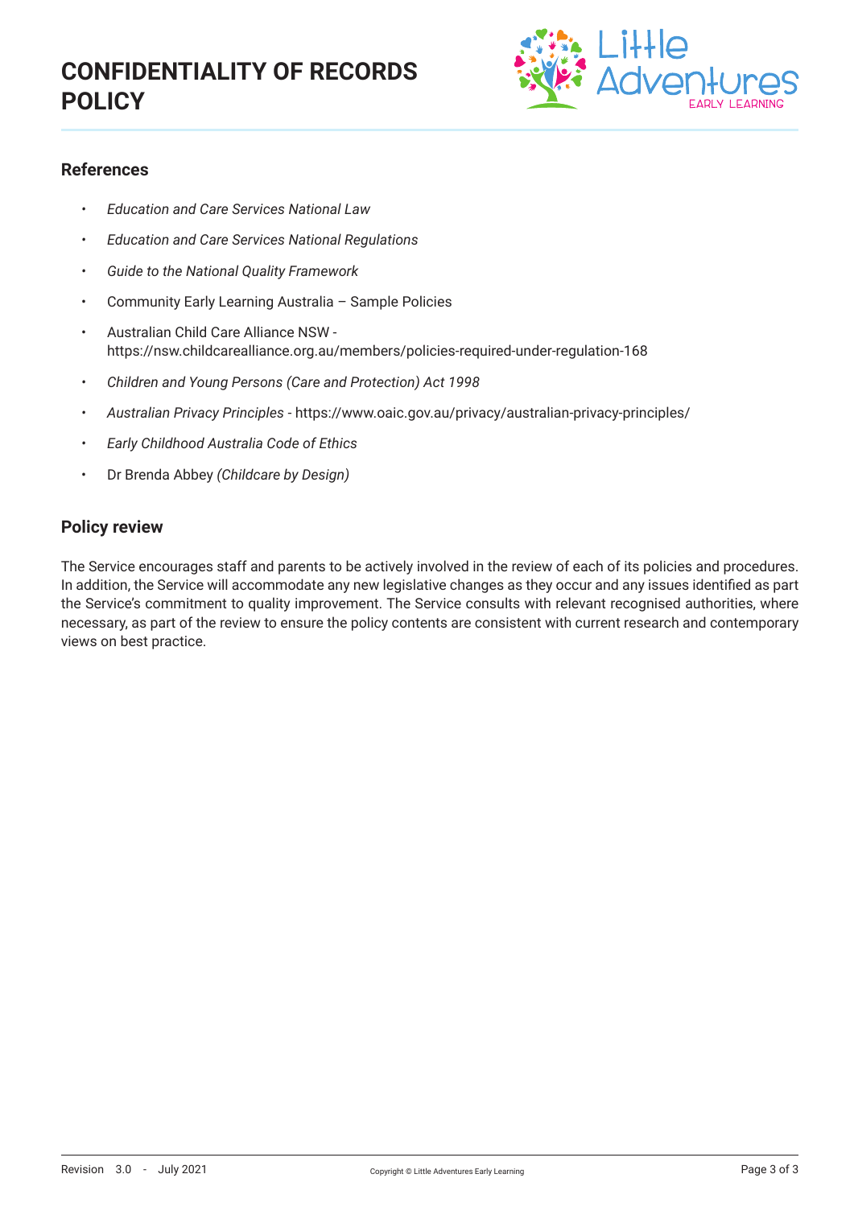# CONFIDENTIALITY OF RECORDS POLICY

## References

- *Education and Care Services National Law*
- *Education and Care Services National Regulations*
- *Guide to the National Quality Framework*
- Community Early Learning Australia – Sample Policies
- Australian Child Care Alliance NSW - https://nsw.childcarealliance.org.au/members/policies-required-under-regulation-168
- *Children and Young Persons (Care and Protection) Act 1998*
- *Australian Privacy Principles* - https://www.oaic.gov.au/privacy/australian-privacy-principles/
- *Early Childhood Australia Code of Ethics*
- Dr Brenda Abbey *(Childcare by Design)*

## Policy review

The Service encourages staff and parents to be actively involved in the review of each of its policies and procedures. In addition, the Service will accommodate any new legislative changes as they occur and any issues identified as part the Service's commitment to quality improvement. The Service consults with relevant recognised authorities, where necessary, as part of the review to ensure the policy contents are consistent with current research and contemporary views on best practice.